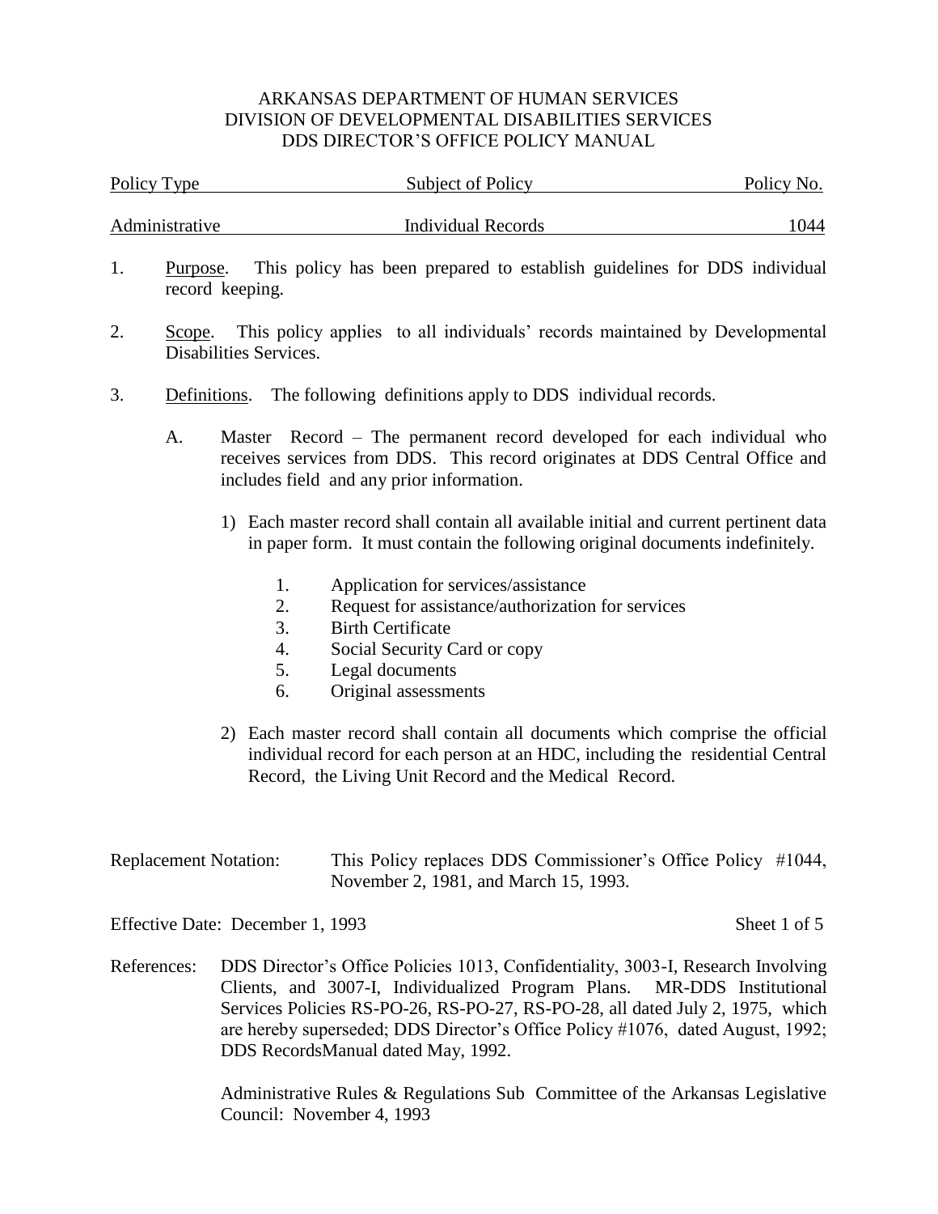ARKANSAS DEPARTMENT OF HUMAN SERVICES
DIVISION OF DEVELOPMENTAL DISABILITIES SERVICES
DDS DIRECTOR'S OFFICE POLICY MANUAL

| Policy Type | Subject of Policy | Policy No. |
|---|---|---|
| Administrative | Individual Records | 1044 |

1. Purpose. This policy has been prepared to establish guidelines for DDS individual record keeping.

2. Scope. This policy applies to all individuals' records maintained by Developmental Disabilities Services.

3. Definitions. The following definitions apply to DDS individual records.

   A. Master Record – The permanent record developed for each individual who receives services from DDS. This record originates at DDS Central Office and includes field and any prior information.

      1) Each master record shall contain all available initial and current pertinent data in paper form. It must contain the following original documents indefinitely.

         1. Application for services/assistance
         2. Request for assistance/authorization for services
         3. Birth Certificate
         4. Social Security Card or copy
         5. Legal documents
         6. Original assessments

      2) Each master record shall contain all documents which comprise the official individual record for each person at an HDC, including the residential Central Record, the Living Unit Record and the Medical Record.

Replacement Notation: This Policy replaces DDS Commissioner's Office Policy #1044, November 2, 1981, and March 15, 1993.

Effective Date: December 1, 1993

References: DDS Director's Office Policies 1013, Confidentiality, 3003-I, Research Involving Clients, and 3007-I, Individualized Program Plans. MR-DDS Institutional Services Policies RS-PO-26, RS-PO-27, RS-PO-28, all dated July 2, 1975, which are hereby superseded; DDS Director's Office Policy #1076, dated August, 1992; DDS RecordsManual dated May, 1992.

Administrative Rules & Regulations Sub Committee of the Arkansas Legislative Council: November 4, 1993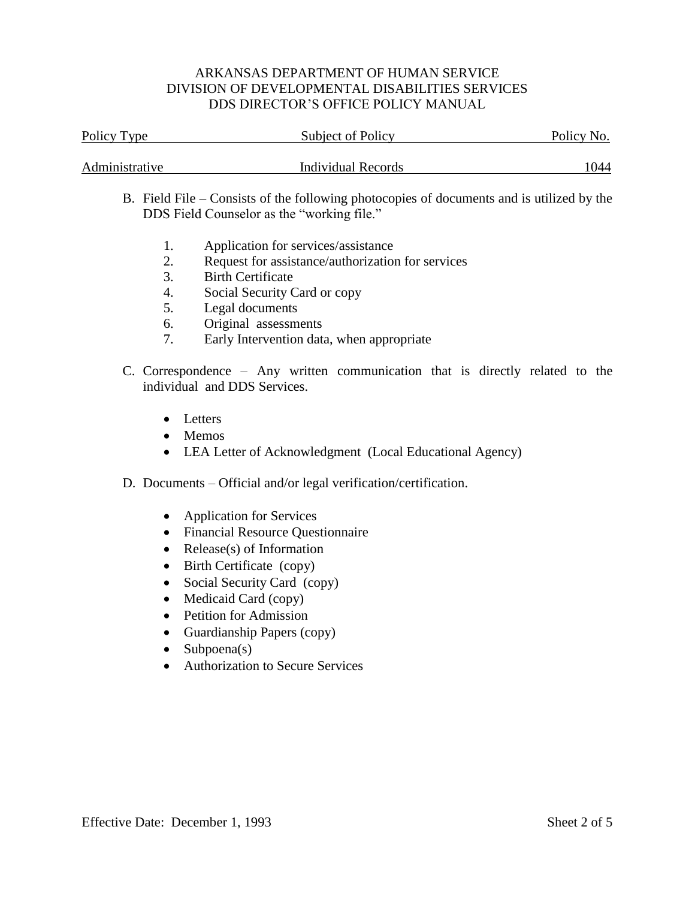B. Field File – Consists of the following photocopies of documents and is utilized by the DDS Field Counselor as the "working file."

1. Application for services/assistance
2. Request for assistance/authorization for services
3. Birth Certificate
4. Social Security Card or copy
5. Legal documents
6. Original assessments
7. Early Intervention data, when appropriate

C. Correspondence – Any written communication that is directly related to the individual and DDS Services.

- Letters
- Memos
- LEA Letter of Acknowledgment (Local Educational Agency)

D. Documents – Official and/or legal verification/certification.

- Application for Services
- Financial Resource Questionnaire
- Release(s) of Information
- Birth Certificate (copy)
- Social Security Card (copy)
- Medicaid Card (copy)
- Petition for Admission
- Guardianship Papers (copy)
- Subpoena(s)
- Authorization to Secure Services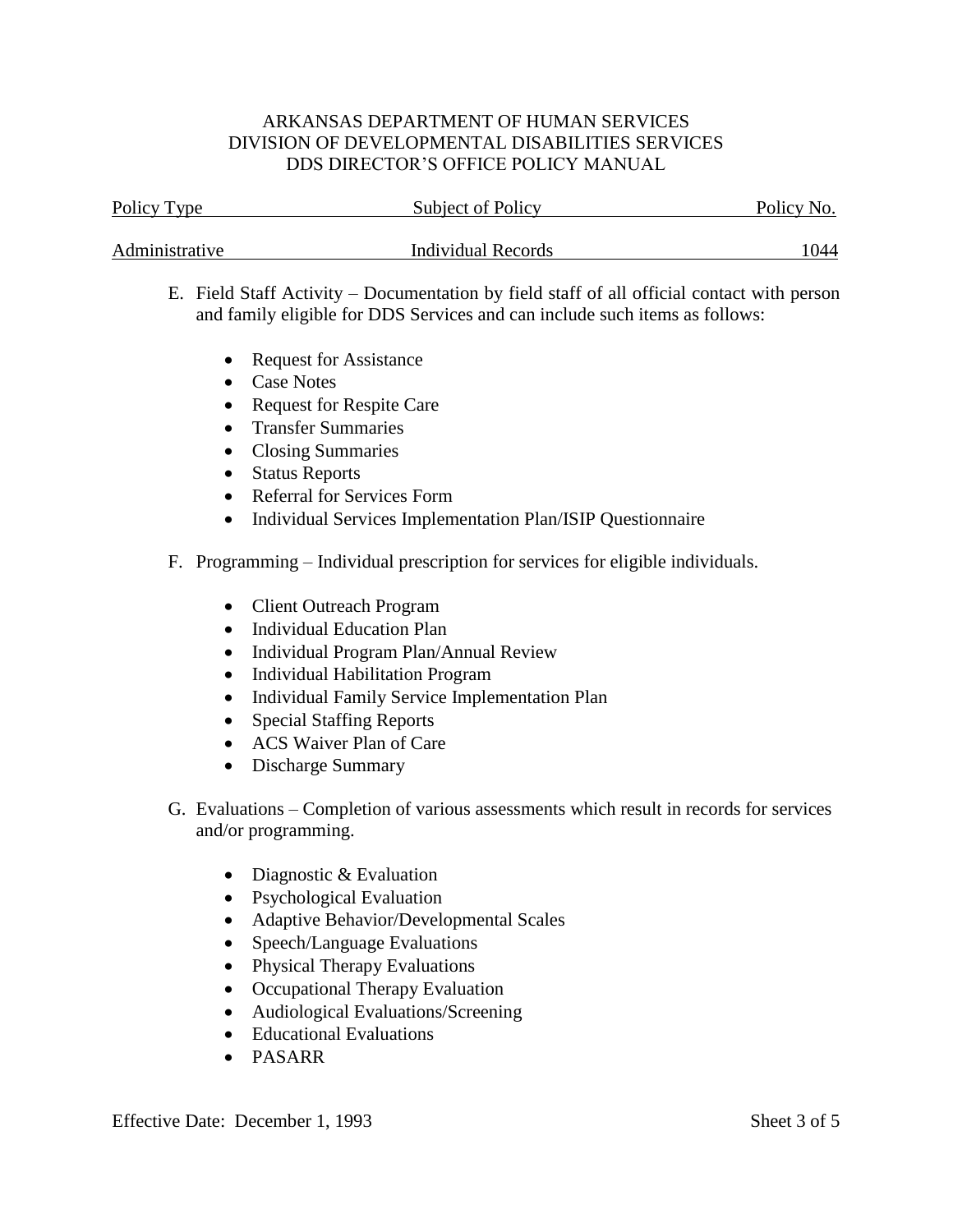E. Field Staff Activity – Documentation by field staff of all official contact with person and family eligible for DDS Services and can include such items as follows:

- Request for Assistance
- Case Notes
- Request for Respite Care
- Transfer Summaries
- Closing Summaries
- Status Reports
- Referral for Services Form
- Individual Services Implementation Plan/ISIP Questionnaire

F. Programming – Individual prescription for services for eligible individuals.

- Client Outreach Program
- Individual Education Plan
- Individual Program Plan/Annual Review
- Individual Habilitation Program
- Individual Family Service Implementation Plan
- Special Staffing Reports
- ACS Waiver Plan of Care
- Discharge Summary

G. Evaluations – Completion of various assessments which result in records for services and/or programming.

- Diagnostic & Evaluation
- Psychological Evaluation
- Adaptive Behavior/Developmental Scales
- Speech/Language Evaluations
- Physical Therapy Evaluations
- Occupational Therapy Evaluation
- Audiological Evaluations/Screening
- Educational Evaluations
- PASARR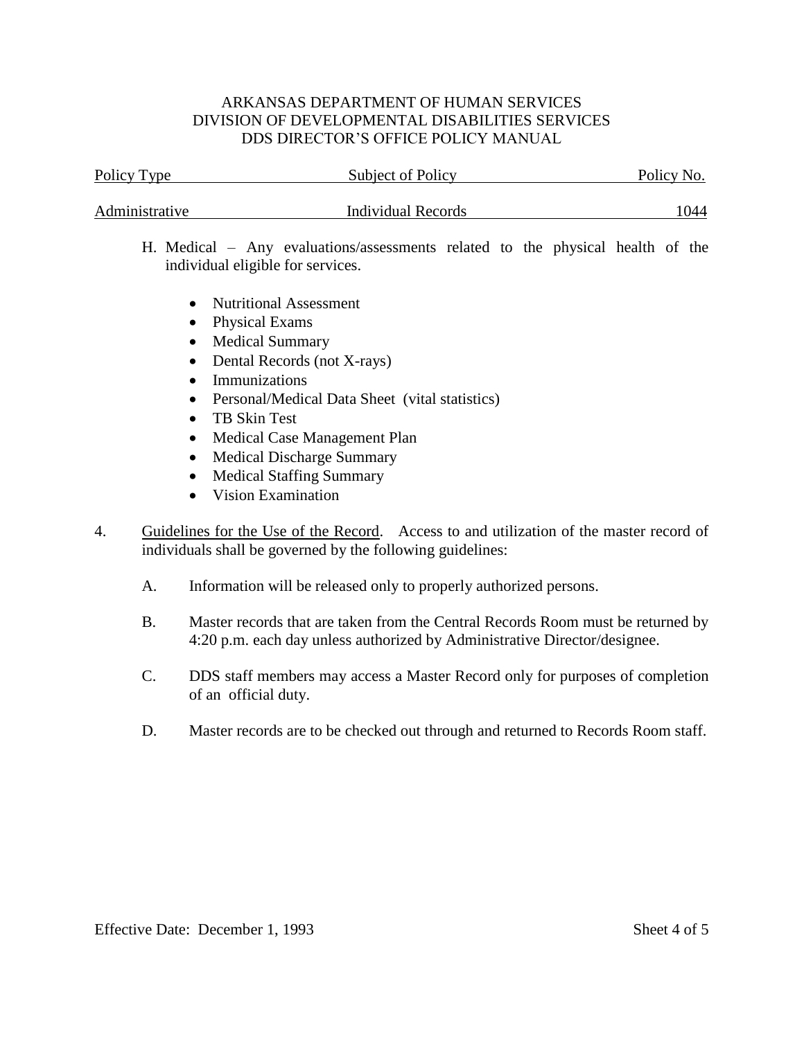H. Medical – Any evaluations/assessments related to the physical health of the individual eligible for services.

- Nutritional Assessment
- Physical Exams
- Medical Summary
- Dental Records (not X-rays)
- Immunizations
- Personal/Medical Data Sheet (vital statistics)
- TB Skin Test
- Medical Case Management Plan
- Medical Discharge Summary
- Medical Staffing Summary
- Vision Examination

4. Guidelines for the Use of the Record. Access to and utilization of the master record of individuals shall be governed by the following guidelines:

   A. Information will be released only to properly authorized persons.

   B. Master records that are taken from the Central Records Room must be returned by 4:20 p.m. each day unless authorized by Administrative Director/designee.

   C. DDS staff members may access a Master Record only for purposes of completion of an official duty.

   D. Master records are to be checked out through and returned to Records Room staff.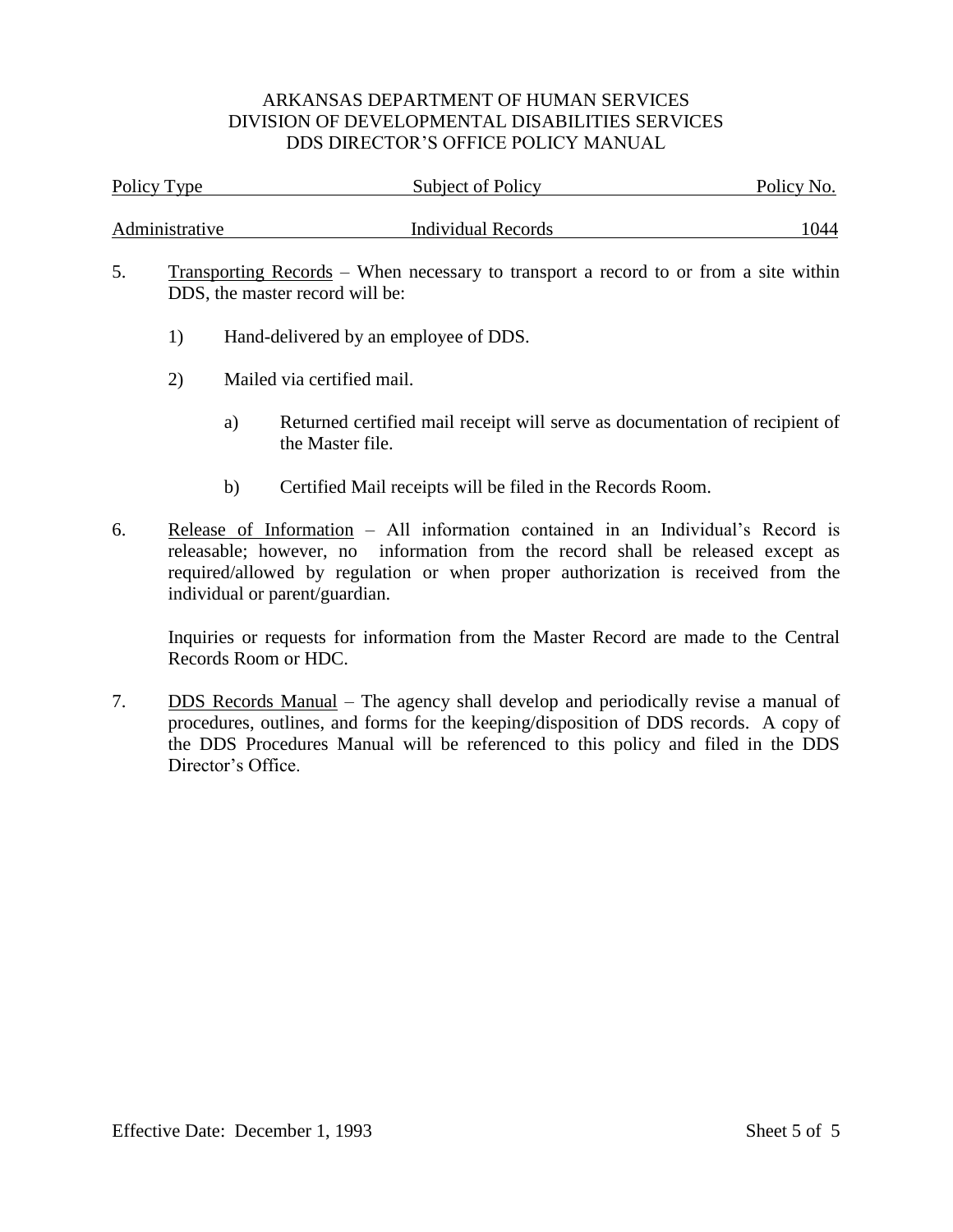5. Transporting Records – When necessary to transport a record to or from a site within DDS, the master record will be:

   1) Hand-delivered by an employee of DDS.

   2) Mailed via certified mail.

      a) Returned certified mail receipt will serve as documentation of recipient of the Master file.

      b) Certified Mail receipts will be filed in the Records Room.

6. Release of Information – All information contained in an Individual's Record is releasable; however, no information from the record shall be released except as required/allowed by regulation or when proper authorization is received from the individual or parent/guardian.

   Inquiries or requests for information from the Master Record are made to the Central Records Room or HDC.

7. DDS Records Manual – The agency shall develop and periodically revise a manual of procedures, outlines, and forms for the keeping/disposition of DDS records. A copy of the DDS Procedures Manual will be referenced to this policy and filed in the DDS Director's Office.